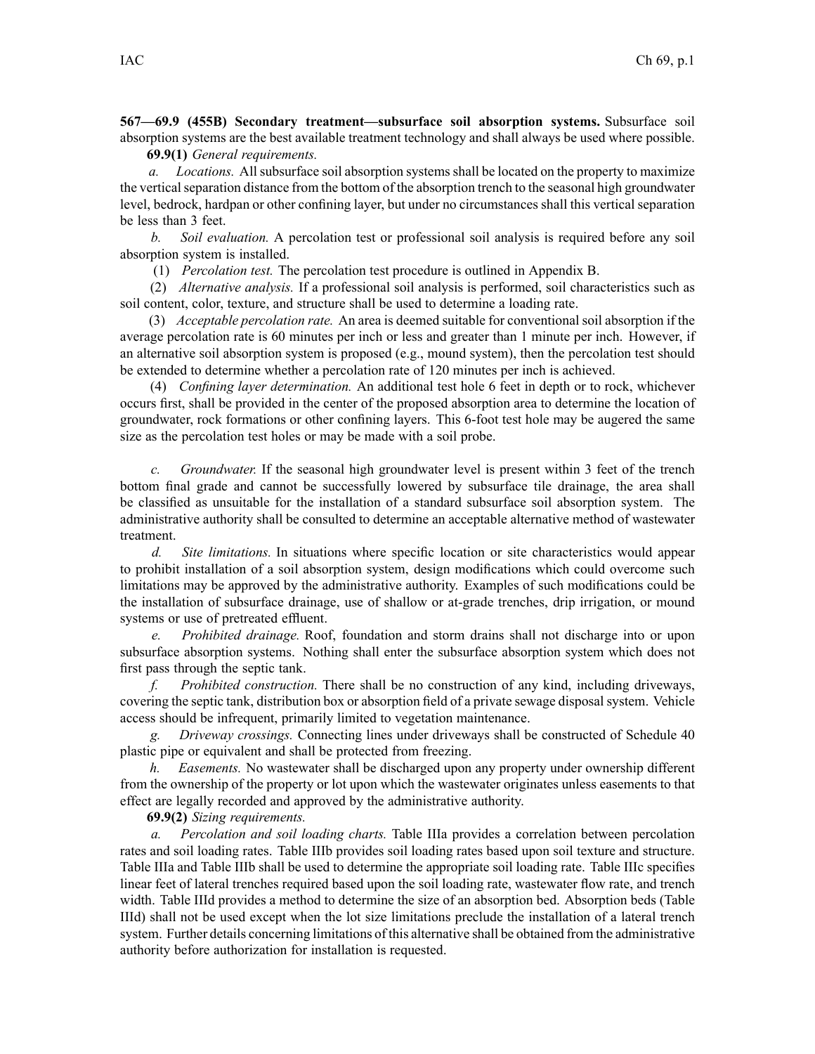**567—69.9 (455B) Secondary treatment—subsurface soil absorption systems.** Subsurface soil absorption systems are the best available treatment technology and shall always be used where possible.

**69.9(1)** *General requirements.*

*a. Locations.* All subsurface soil absorption systems shall be located on the property to maximize the vertical separation distance from the bottom of the absorption trench to the seasonal high groundwater level, bedrock, hardpan or other confining layer, but under no circumstances shall this vertical separation be less than 3 feet.

*b. Soil evaluation.* A percolation test or professional soil analysis is required before any soil absorption system is installed.

(1) *Percolation test.* The percolation test procedure is outlined in Appendix B.

(2) *Alternative analysis.* If a professional soil analysis is performed, soil characteristics such as soil content, color, texture, and structure shall be used to determine a loading rate.

(3) *Acceptable percolation rate.* An area is deemed suitable for conventional soil absorption if the average percolation rate is 60 minutes per inch or less and greater than 1 minute per inch. However, if an alternative soil absorption system is proposed (e.g., mound system), then the percolation test should be extended to determine whether a percolation rate of 120 minutes per inch is achieved.

(4) *Confining layer determination.* An additional test hole 6 feet in depth or to rock, whichever occurs first, shall be provided in the center of the proposed absorption area to determine the location of groundwater, rock formations or other confining layers. This 6-foot test hole may be augered the same size as the percolation test holes or may be made with a soil probe.

*c. Groundwater.* If the seasonal high groundwater level is present within 3 feet of the trench bottom final grade and cannot be successfully lowered by subsurface tile drainage, the area shall be classified as unsuitable for the installation of a standard subsurface soil absorption system. The administrative authority shall be consulted to determine an acceptable alternative method of wastewater treatment.

*d. Site limitations.* In situations where specific location or site characteristics would appear to prohibit installation of a soil absorption system, design modifications which could overcome such limitations may be approved by the administrative authority. Examples of such modifications could be the installation of subsurface drainage, use of shallow or at-grade trenches, drip irrigation, or mound systems or use of pretreated effluent.

*e. Prohibited drainage.* Roof, foundation and storm drains shall not discharge into or upon subsurface absorption systems. Nothing shall enter the subsurface absorption system which does not first pass through the septic tank.

*f. Prohibited construction.* There shall be no construction of any kind, including driveways, covering the septic tank, distribution box or absorption field of a private sewage disposal system. Vehicle access should be infrequent, primarily limited to vegetation maintenance.

*g. Driveway crossings.* Connecting lines under driveways shall be constructed of Schedule 40 plastic pipe or equivalent and shall be protected from freezing.

*h. Easements.* No wastewater shall be discharged upon any property under ownership different from the ownership of the property or lot upon which the wastewater originates unless easements to that effect are legally recorded and approved by the administrative authority.

**69.9(2)** *Sizing requirements.*

*a. Percolation and soil loading charts.* Table IIIa provides a correlation between percolation rates and soil loading rates. Table IIIb provides soil loading rates based upon soil texture and structure. Table IIIa and Table IIIb shall be used to determine the appropriate soil loading rate. Table IIIc specifies linear feet of lateral trenches required based upon the soil loading rate, wastewater flow rate, and trench width. Table IIId provides a method to determine the size of an absorption bed. Absorption beds (Table IIId) shall not be used except when the lot size limitations preclude the installation of a lateral trench system. Further details concerning limitations of this alternative shall be obtained from the administrative authority before authorization for installation is requested.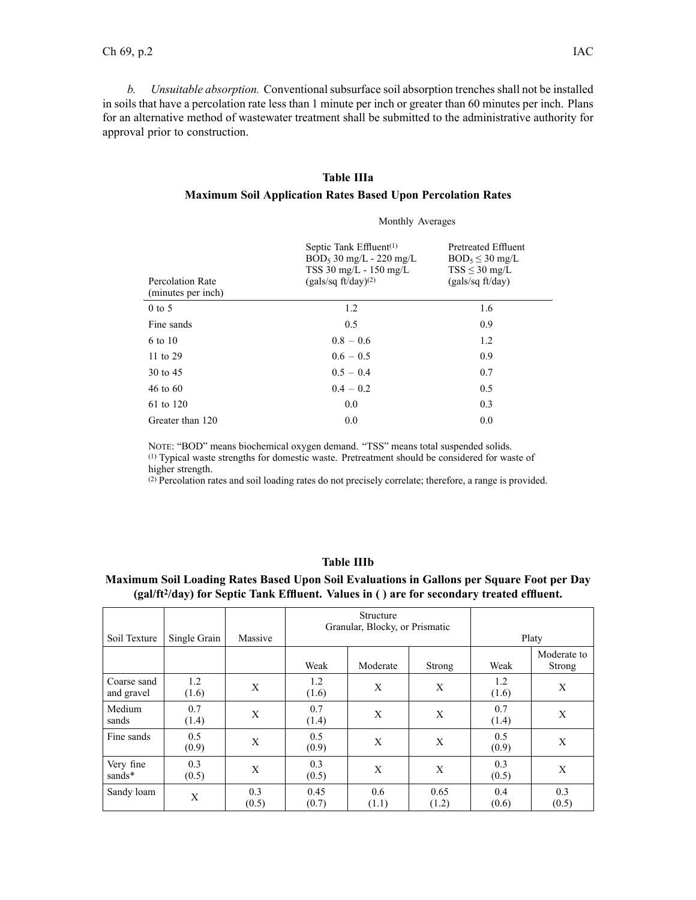*b. Unsuitable absorption.* Conventional subsurface soil absorption trenches shall not be installed in soils that have a percolation rate less than 1 minute per inch or greater than 60 minutes per inch. Plans for an alternative method of wastewater treatment shall be submitted to the administrative authority for approval prior to construction.

**Table IIIa**

**Maximum Soil Application Rates Based Upon Percolation Rates**

| | Monthly Averages | |
|---|---|---|
| Percolation Rate (minutes per inch) | Septic Tank Effluent[1] $BOD_5$ 30 mg/L - 220 mg/L TSS 30 mg/L - 150 mg/L (gals/sq ft/day)[2] | Pretreated Effluent $BOD_5 \leq 30$ mg/L TSS $\leq 30$ mg/L (gals/sq ft/day) |
| 0 to 5 | 1.2 | 1.6 |
| Fine sands | 0.5 | 0.9 |
| 6 to 10 | 0.8 – 0.6 | 1.2 |
| 11 to 29 | 0.6 – 0.5 | 0.9 |
| 30 to 45 | 0.5 – 0.4 | 0.7 |
| 46 to 60 | 0.4 – 0.2 | 0.5 |
| 61 to 120 | 0.0 | 0.3 |
| Greater than 120 | 0.0 | 0.0 |

NOTE: "BOD" means biochemical oxygen demand. "TSS" means total suspended solids.
[1] Typical waste strengths for domestic waste. Pretreatment should be considered for waste of higher strength.
[2] Percolation rates and soil loading rates do not precisely correlate; therefore, a range is provided.

**Table IIIb**

**Maximum Soil Loading Rates Based Upon Soil Evaluations in Gallons per Square Foot per Day ($gal/ft^2/day$) for Septic Tank Effluent. Values in ( ) are for secondary treated effluent.**

| Soil Texture | Single Grain | Massive | Structure Granular, Blocky, or Prismatic | | | Platy | |
|---|---|---|---|---|---|---|---|
| | | | Weak | Moderate | Strong | Weak | Moderate to Strong |
| Coarse sand and gravel | 1.2 (1.6) | X | 1.2 (1.6) | X | X | 1.2 (1.6) | X |
| Medium sands | 0.7 (1.4) | X | 0.7 (1.4) | X | X | 0.7 (1.4) | X |
| Fine sands | 0.5 (0.9) | X | 0.5 (0.9) | X | X | 0.5 (0.9) | X |
| Very fine sands* | 0.3 (0.5) | X | 0.3 (0.5) | X | X | 0.3 (0.5) | X |
| Sandy loam | X | 0.3 (0.5) | 0.45 (0.7) | 0.6 (1.1) | 0.65 (1.2) | 0.4 (0.6) | 0.3 (0.5) |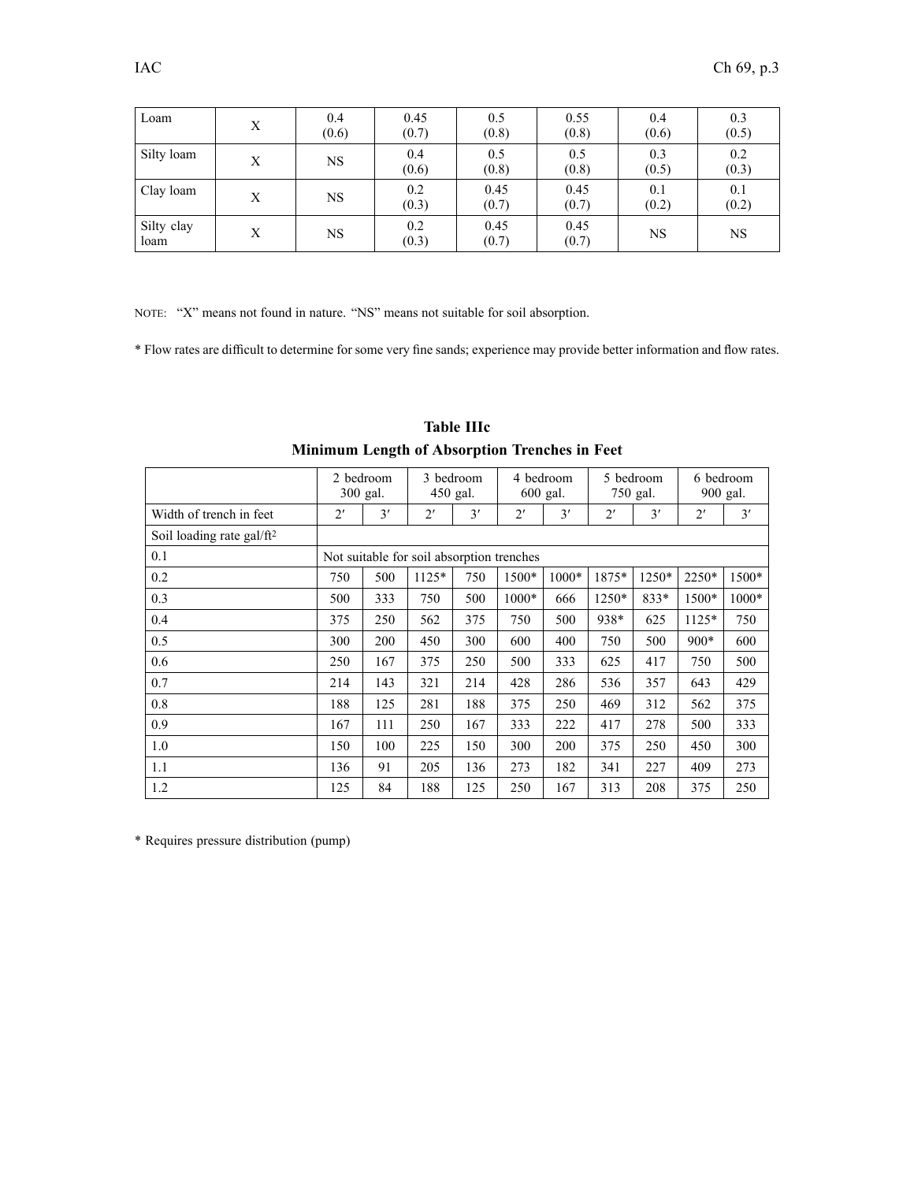| Loam | X | 0.4 (0.6) | 0.45 (0.7) | 0.5 (0.8) | 0.55 (0.8) | 0.4 (0.6) | 0.3 (0.5) |
|---|---|---|---|---|---|---|---|
| Silty loam | X | NS | 0.4 (0.6) | 0.5 (0.8) | 0.5 (0.8) | 0.3 (0.5) | 0.2 (0.3) |
| Clay loam | X | NS | 0.2 (0.3) | 0.45 (0.7) | 0.45 (0.7) | 0.1 (0.2) | 0.1 (0.2) |
| Silty clay loam | X | NS | 0.2 (0.3) | 0.45 (0.7) | 0.45 (0.7) | NS | NS |

NOTE: "X" means not found in nature. "NS" means not suitable for soil absorption.

* Flow rates are difficult to determine for some very fine sands; experience may provide better information and flow rates.

**Table IIIc**
**Minimum Length of Absorption Trenches in Feet**

| | 2 bedroom 300 gal. | | 3 bedroom 450 gal. | | 4 bedroom 600 gal. | | 5 bedroom 750 gal. | | 6 bedroom 900 gal. | |
|---|---|---|---|---|---|---|---|---|---|---|
| Width of trench in feet | 2′ | 3′ | 2′ | 3′ | 2′ | 3′ | 2′ | 3′ | 2′ | 3′ |
| Soil loading rate gal/ft² | | | | | | | | | | |
| 0.1 | Not suitable for soil absorption trenches | | | | | | | | | |
| 0.2 | 750 | 500 | 1125* | 750 | 1500* | 1000* | 1875* | 1250* | 2250* | 1500* |
| 0.3 | 500 | 333 | 750 | 500 | 1000* | 666 | 1250* | 833* | 1500* | 1000* |
| 0.4 | 375 | 250 | 562 | 375 | 750 | 500 | 938* | 625 | 1125* | 750 |
| 0.5 | 300 | 200 | 450 | 300 | 600 | 400 | 750 | 500 | 900* | 600 |
| 0.6 | 250 | 167 | 375 | 250 | 500 | 333 | 625 | 417 | 750 | 500 |
| 0.7 | 214 | 143 | 321 | 214 | 428 | 286 | 536 | 357 | 643 | 429 |
| 0.8 | 188 | 125 | 281 | 188 | 375 | 250 | 469 | 312 | 562 | 375 |
| 0.9 | 167 | 111 | 250 | 167 | 333 | 222 | 417 | 278 | 500 | 333 |
| 1.0 | 150 | 100 | 225 | 150 | 300 | 200 | 375 | 250 | 450 | 300 |
| 1.1 | 136 | 91 | 205 | 136 | 273 | 182 | 341 | 227 | 409 | 273 |
| 1.2 | 125 | 84 | 188 | 125 | 250 | 167 | 313 | 208 | 375 | 250 |

* Requires pressure distribution (pump)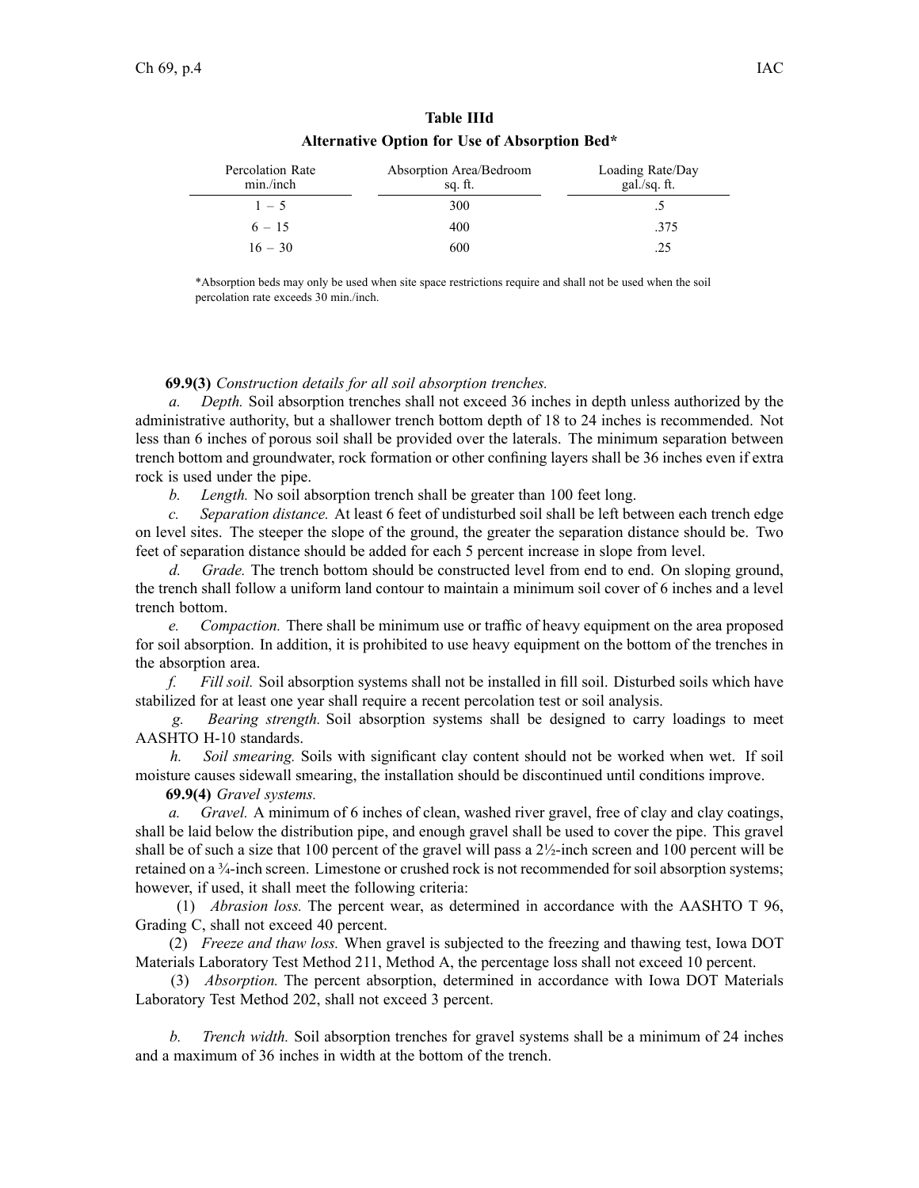**Table IIId**

**Alternative Option for Use of Absorption Bed***

| Percolation Rate min./inch | Absorption Area/Bedroom sq. ft. | Loading Rate/Day gal./sq. ft. |
|---|---|---|
| 1 – 5 | 300 | .5 |
| 6 – 15 | 400 | .375 |
| 16 – 30 | 600 | .25 |

*Absorption beds may only be used when site space restrictions require and shall not be used when the soil percolation rate exceeds 30 min./inch.

**69.9(3)** *Construction details for all soil absorption trenches.*

*a. Depth.* Soil absorption trenches shall not exceed 36 inches in depth unless authorized by the administrative authority, but a shallower trench bottom depth of 18 to 24 inches is recommended. Not less than 6 inches of porous soil shall be provided over the laterals. The minimum separation between trench bottom and groundwater, rock formation or other confining layers shall be 36 inches even if extra rock is used under the pipe.

*b. Length.* No soil absorption trench shall be greater than 100 feet long.

*c. Separation distance.* At least 6 feet of undisturbed soil shall be left between each trench edge on level sites. The steeper the slope of the ground, the greater the separation distance should be. Two feet of separation distance should be added for each 5 percent increase in slope from level.

*d. Grade.* The trench bottom should be constructed level from end to end. On sloping ground, the trench shall follow a uniform land contour to maintain a minimum soil cover of 6 inches and a level trench bottom.

*e. Compaction.* There shall be minimum use or traffic of heavy equipment on the area proposed for soil absorption. In addition, it is prohibited to use heavy equipment on the bottom of the trenches in the absorption area.

*f. Fill soil.* Soil absorption systems shall not be installed in fill soil. Disturbed soils which have stabilized for at least one year shall require a recent percolation test or soil analysis.

*g. Bearing strength.* Soil absorption systems shall be designed to carry loadings to meet AASHTO H-10 standards.

*h. Soil smearing.* Soils with significant clay content should not be worked when wet. If soil moisture causes sidewall smearing, the installation should be discontinued until conditions improve.

**69.9(4)** *Gravel systems.*

*a. Gravel.* A minimum of 6 inches of clean, washed river gravel, free of clay and clay coatings, shall be laid below the distribution pipe, and enough gravel shall be used to cover the pipe. This gravel shall be of such a size that 100 percent of the gravel will pass a 2½-inch screen and 100 percent will be retained on a ¾-inch screen. Limestone or crushed rock is not recommended for soil absorption systems; however, if used, it shall meet the following criteria:

(1) *Abrasion loss.* The percent wear, as determined in accordance with the AASHTO T 96, Grading C, shall not exceed 40 percent.

(2) *Freeze and thaw loss.* When gravel is subjected to the freezing and thawing test, Iowa DOT Materials Laboratory Test Method 211, Method A, the percentage loss shall not exceed 10 percent.

(3) *Absorption.* The percent absorption, determined in accordance with Iowa DOT Materials Laboratory Test Method 202, shall not exceed 3 percent.

*b. Trench width.* Soil absorption trenches for gravel systems shall be a minimum of 24 inches and a maximum of 36 inches in width at the bottom of the trench.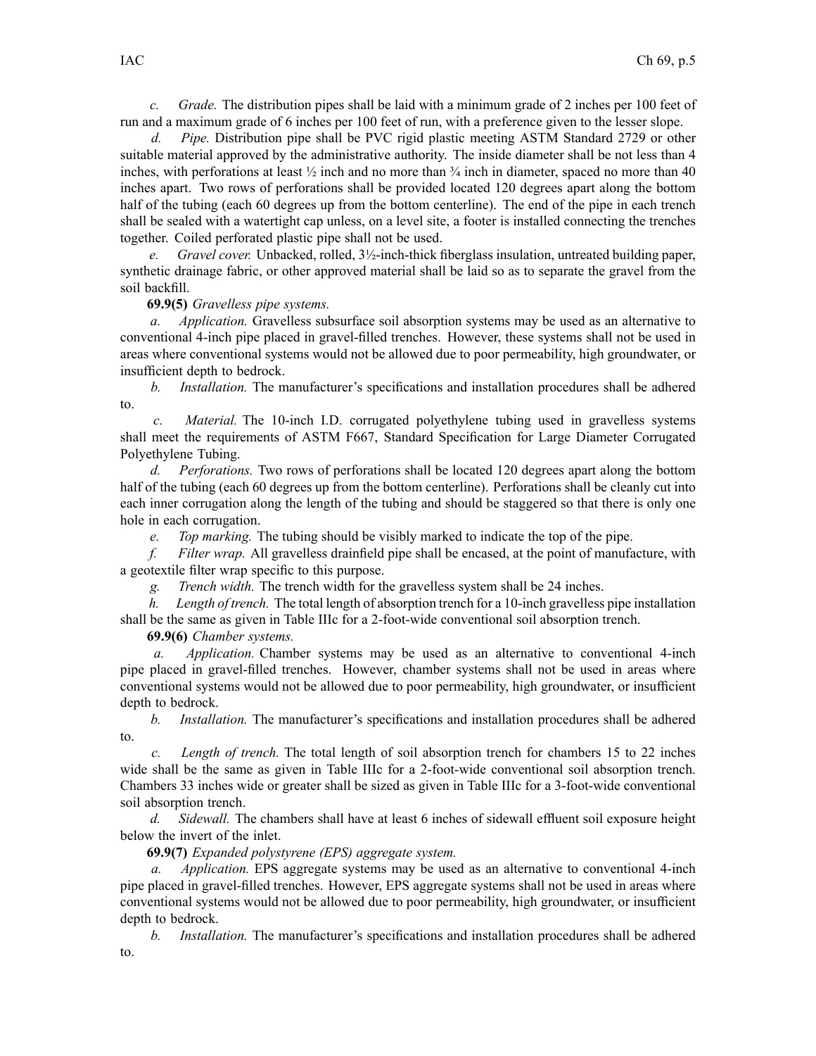*c. Grade.* The distribution pipes shall be laid with a minimum grade of 2 inches per 100 feet of run and a maximum grade of 6 inches per 100 feet of run, with a preference given to the lesser slope.

*d. Pipe.* Distribution pipe shall be PVC rigid plastic meeting ASTM Standard 2729 or other suitable material approved by the administrative authority. The inside diameter shall be not less than 4 inches, with perforations at least ½ inch and no more than ¾ inch in diameter, spaced no more than 40 inches apart. Two rows of perforations shall be provided located 120 degrees apart along the bottom half of the tubing (each 60 degrees up from the bottom centerline). The end of the pipe in each trench shall be sealed with a watertight cap unless, on a level site, a footer is installed connecting the trenches together. Coiled perforated plastic pipe shall not be used.

*e. Gravel cover.* Unbacked, rolled, 3½-inch-thick fiberglass insulation, untreated building paper, synthetic drainage fabric, or other approved material shall be laid so as to separate the gravel from the soil backfill.

**69.9(5)** *Gravelless pipe systems.*

*a. Application.* Gravelless subsurface soil absorption systems may be used as an alternative to conventional 4-inch pipe placed in gravel-filled trenches. However, these systems shall not be used in areas where conventional systems would not be allowed due to poor permeability, high groundwater, or insufficient depth to bedrock.

*b. Installation.* The manufacturer's specifications and installation procedures shall be adhered to.

*c. Material.* The 10-inch I.D. corrugated polyethylene tubing used in gravelless systems shall meet the requirements of ASTM F667, Standard Specification for Large Diameter Corrugated Polyethylene Tubing.

*d. Perforations.* Two rows of perforations shall be located 120 degrees apart along the bottom half of the tubing (each 60 degrees up from the bottom centerline). Perforations shall be cleanly cut into each inner corrugation along the length of the tubing and should be staggered so that there is only one hole in each corrugation.

*e. Top marking.* The tubing should be visibly marked to indicate the top of the pipe.

*f. Filter wrap.* All gravelless drainfield pipe shall be encased, at the point of manufacture, with a geotextile filter wrap specific to this purpose.

*g. Trench width.* The trench width for the gravelless system shall be 24 inches.

*h. Length of trench.* The total length of absorption trench for a 10-inch gravelless pipe installation shall be the same as given in Table IIIc for a 2-foot-wide conventional soil absorption trench.

**69.9(6)** *Chamber systems.*

*a. Application.* Chamber systems may be used as an alternative to conventional 4-inch pipe placed in gravel-filled trenches. However, chamber systems shall not be used in areas where conventional systems would not be allowed due to poor permeability, high groundwater, or insufficient depth to bedrock.

*b. Installation.* The manufacturer's specifications and installation procedures shall be adhered to.

*c. Length of trench.* The total length of soil absorption trench for chambers 15 to 22 inches wide shall be the same as given in Table IIIc for a 2-foot-wide conventional soil absorption trench. Chambers 33 inches wide or greater shall be sized as given in Table IIIc for a 3-foot-wide conventional soil absorption trench.

*d. Sidewall.* The chambers shall have at least 6 inches of sidewall effluent soil exposure height below the invert of the inlet.

**69.9(7)** *Expanded polystyrene (EPS) aggregate system.*

*a. Application.* EPS aggregate systems may be used as an alternative to conventional 4-inch pipe placed in gravel-filled trenches. However, EPS aggregate systems shall not be used in areas where conventional systems would not be allowed due to poor permeability, high groundwater, or insufficient depth to bedrock.

*b. Installation.* The manufacturer's specifications and installation procedures shall be adhered to.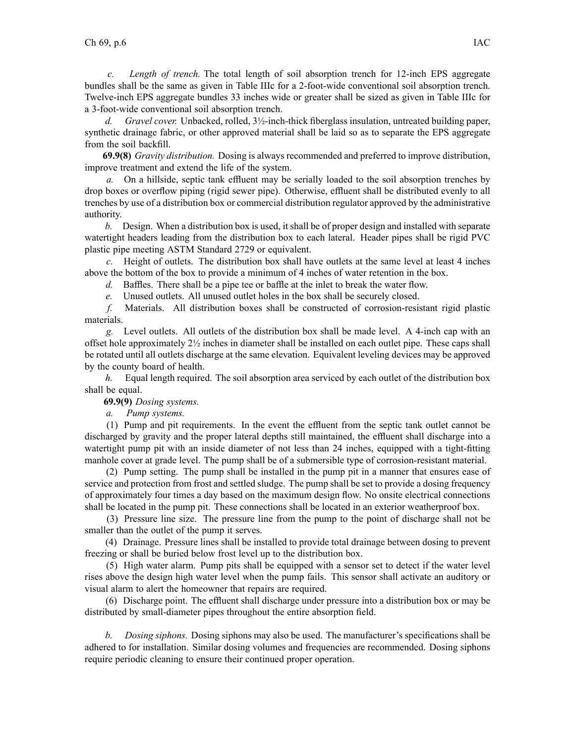*c. Length of trench.* The total length of soil absorption trench for 12-inch EPS aggregate bundles shall be the same as given in Table IIIc for a 2-foot-wide conventional soil absorption trench. Twelve-inch EPS aggregate bundles 33 inches wide or greater shall be sized as given in Table IIIc for a 3-foot-wide conventional soil absorption trench.

*d. Gravel cover.* Unbacked, rolled, 3½-inch-thick fiberglass insulation, untreated building paper, synthetic drainage fabric, or other approved material shall be laid so as to separate the EPS aggregate from the soil backfill.

**69.9(8)** *Gravity distribution.* Dosing is always recommended and preferred to improve distribution, improve treatment and extend the life of the system.

*a.* On a hillside, septic tank effluent may be serially loaded to the soil absorption trenches by drop boxes or overflow piping (rigid sewer pipe). Otherwise, effluent shall be distributed evenly to all trenches by use of a distribution box or commercial distribution regulator approved by the administrative authority.

*b.* Design. When a distribution box is used, it shall be of proper design and installed with separate watertight headers leading from the distribution box to each lateral. Header pipes shall be rigid PVC plastic pipe meeting ASTM Standard 2729 or equivalent.

*c.* Height of outlets. The distribution box shall have outlets at the same level at least 4 inches above the bottom of the box to provide a minimum of 4 inches of water retention in the box.

*d.* Baffles. There shall be a pipe tee or baffle at the inlet to break the water flow.

*e.* Unused outlets. All unused outlet holes in the box shall be securely closed.

*f.* Materials. All distribution boxes shall be constructed of corrosion-resistant rigid plastic materials.

*g.* Level outlets. All outlets of the distribution box shall be made level. A 4-inch cap with an offset hole approximately 2½ inches in diameter shall be installed on each outlet pipe. These caps shall be rotated until all outlets discharge at the same elevation. Equivalent leveling devices may be approved by the county board of health.

*h.* Equal length required. The soil absorption area serviced by each outlet of the distribution box shall be equal.

**69.9(9)** *Dosing systems.*

*a. Pump systems.*

(1) Pump and pit requirements. In the event the effluent from the septic tank outlet cannot be discharged by gravity and the proper lateral depths still maintained, the effluent shall discharge into a watertight pump pit with an inside diameter of not less than 24 inches, equipped with a tight-fitting manhole cover at grade level. The pump shall be of a submersible type of corrosion-resistant material.

(2) Pump setting. The pump shall be installed in the pump pit in a manner that ensures ease of service and protection from frost and settled sludge. The pump shall be set to provide a dosing frequency of approximately four times a day based on the maximum design flow. No onsite electrical connections shall be located in the pump pit. These connections shall be located in an exterior weatherproof box.

(3) Pressure line size. The pressure line from the pump to the point of discharge shall not be smaller than the outlet of the pump it serves.

(4) Drainage. Pressure lines shall be installed to provide total drainage between dosing to prevent freezing or shall be buried below frost level up to the distribution box.

(5) High water alarm. Pump pits shall be equipped with a sensor set to detect if the water level rises above the design high water level when the pump fails. This sensor shall activate an auditory or visual alarm to alert the homeowner that repairs are required.

(6) Discharge point. The effluent shall discharge under pressure into a distribution box or may be distributed by small-diameter pipes throughout the entire absorption field.

*b. Dosing siphons.* Dosing siphons may also be used. The manufacturer's specifications shall be adhered to for installation. Similar dosing volumes and frequencies are recommended. Dosing siphons require periodic cleaning to ensure their continued proper operation.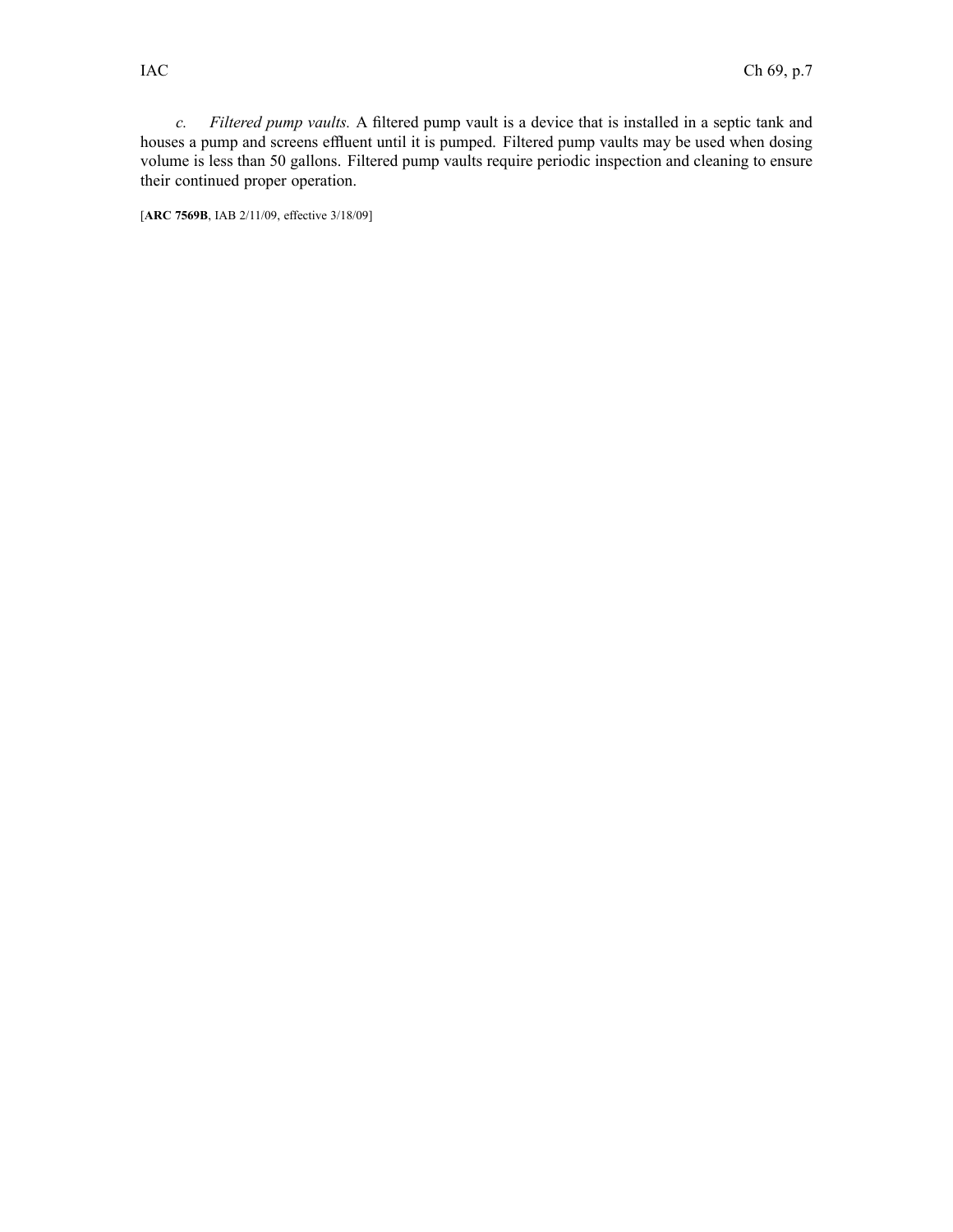*c. Filtered pump vaults.* A filtered pump vault is a device that is installed in a septic tank and houses a pump and screens effluent until it is pumped. Filtered pump vaults may be used when dosing volume is less than 50 gallons. Filtered pump vaults require periodic inspection and cleaning to ensure their continued proper operation.

[**ARC 7569B**, IAB 2/11/09, effective 3/18/09]